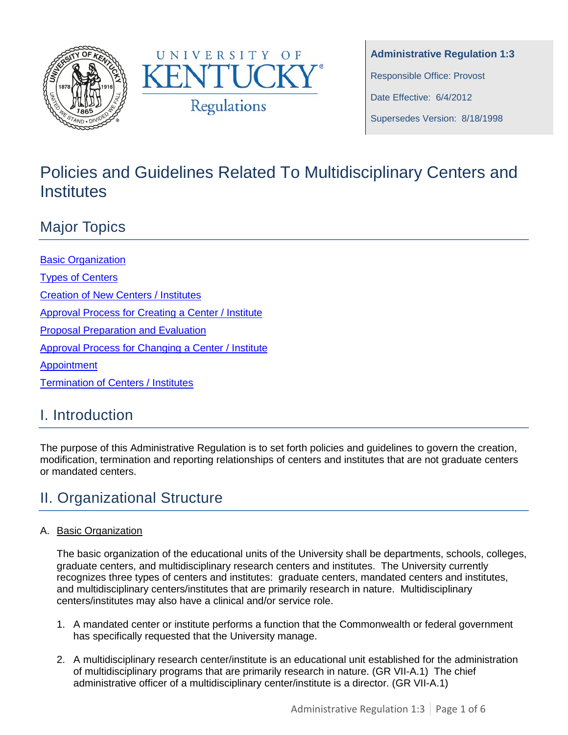University of Kentucky Regulations

**Administrative Regulation 1:3**

Responsible Office: Provost

Date Effective: 6/4/2012

Supersedes Version: 8/18/1998

# Policies and Guidelines Related To Multidisciplinary Centers and Institutes

## Major Topics

Basic Organization

Types of Centers

Creation of New Centers / Institutes

Approval Process for Creating a Center / Institute

Proposal Preparation and Evaluation

Approval Process for Changing a Center / Institute

Appointment

Termination of Centers / Institutes

## I. Introduction

The purpose of this Administrative Regulation is to set forth policies and guidelines to govern the creation, modification, termination and reporting relationships of centers and institutes that are not graduate centers or mandated centers.

## II. Organizational Structure

A. Basic Organization

The basic organization of the educational units of the University shall be departments, schools, colleges, graduate centers, and multidisciplinary research centers and institutes. The University currently recognizes three types of centers and institutes: graduate centers, mandated centers and institutes, and multidisciplinary centers/institutes that are primarily research in nature. Multidisciplinary centers/institutes may also have a clinical and/or service role.

1. A mandated center or institute performs a function that the Commonwealth or federal government has specifically requested that the University manage.

2. A multidisciplinary research center/institute is an educational unit established for the administration of multidisciplinary programs that are primarily research in nature. (GR VII-A.1) The chief administrative officer of a multidisciplinary center/institute is a director. (GR VII-A.1)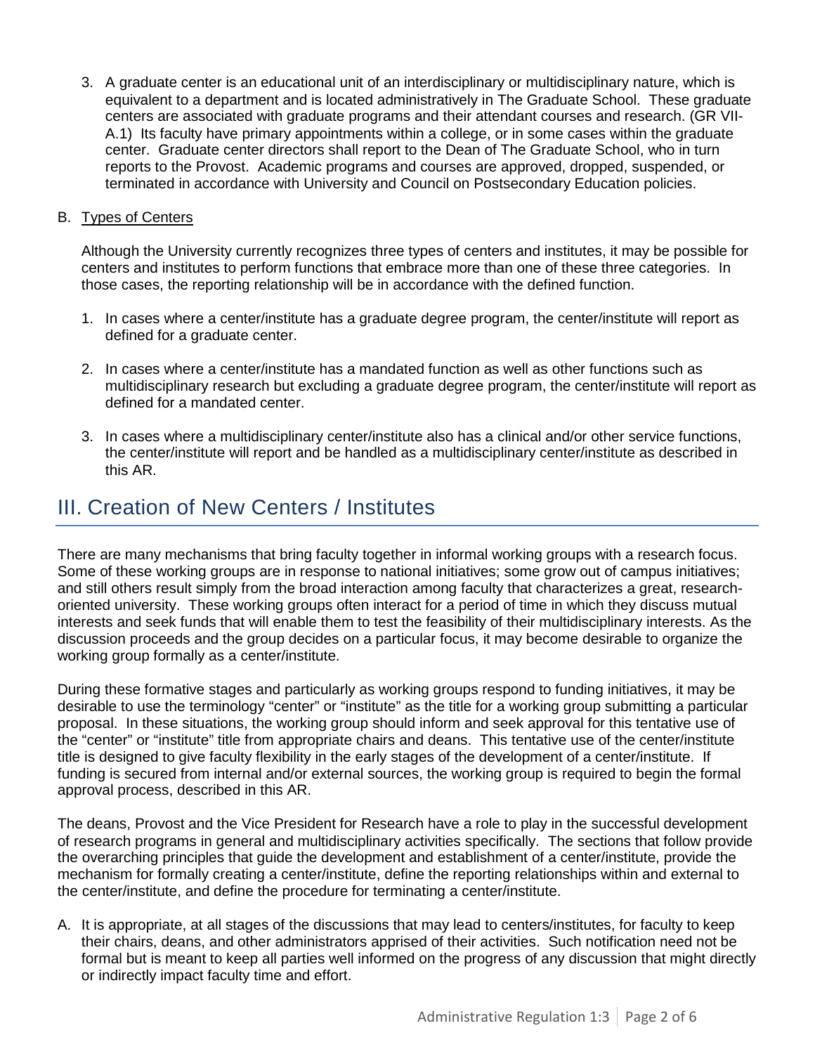3. A graduate center is an educational unit of an interdisciplinary or multidisciplinary nature, which is equivalent to a department and is located administratively in The Graduate School. These graduate centers are associated with graduate programs and their attendant courses and research. (GR VII-A.1) Its faculty have primary appointments within a college, or in some cases within the graduate center. Graduate center directors shall report to the Dean of The Graduate School, who in turn reports to the Provost. Academic programs and courses are approved, dropped, suspended, or terminated in accordance with University and Council on Postsecondary Education policies.

B. <u>Types of Centers</u>

Although the University currently recognizes three types of centers and institutes, it may be possible for centers and institutes to perform functions that embrace more than one of these three categories. In those cases, the reporting relationship will be in accordance with the defined function.

1. In cases where a center/institute has a graduate degree program, the center/institute will report as defined for a graduate center.

2. In cases where a center/institute has a mandated function as well as other functions such as multidisciplinary research but excluding a graduate degree program, the center/institute will report as defined for a mandated center.

3. In cases where a multidisciplinary center/institute also has a clinical and/or other service functions, the center/institute will report and be handled as a multidisciplinary center/institute as described in this AR.

## III. Creation of New Centers / Institutes

There are many mechanisms that bring faculty together in informal working groups with a research focus. Some of these working groups are in response to national initiatives; some grow out of campus initiatives; and still others result simply from the broad interaction among faculty that characterizes a great, research-oriented university. These working groups often interact for a period of time in which they discuss mutual interests and seek funds that will enable them to test the feasibility of their multidisciplinary interests. As the discussion proceeds and the group decides on a particular focus, it may become desirable to organize the working group formally as a center/institute.

During these formative stages and particularly as working groups respond to funding initiatives, it may be desirable to use the terminology "center" or "institute" as the title for a working group submitting a particular proposal. In these situations, the working group should inform and seek approval for this tentative use of the "center" or "institute" title from appropriate chairs and deans. This tentative use of the center/institute title is designed to give faculty flexibility in the early stages of the development of a center/institute. If funding is secured from internal and/or external sources, the working group is required to begin the formal approval process, described in this AR.

The deans, Provost and the Vice President for Research have a role to play in the successful development of research programs in general and multidisciplinary activities specifically. The sections that follow provide the overarching principles that guide the development and establishment of a center/institute, provide the mechanism for formally creating a center/institute, define the reporting relationships within and external to the center/institute, and define the procedure for terminating a center/institute.

A. It is appropriate, at all stages of the discussions that may lead to centers/institutes, for faculty to keep their chairs, deans, and other administrators apprised of their activities. Such notification need not be formal but is meant to keep all parties well informed on the progress of any discussion that might directly or indirectly impact faculty time and effort.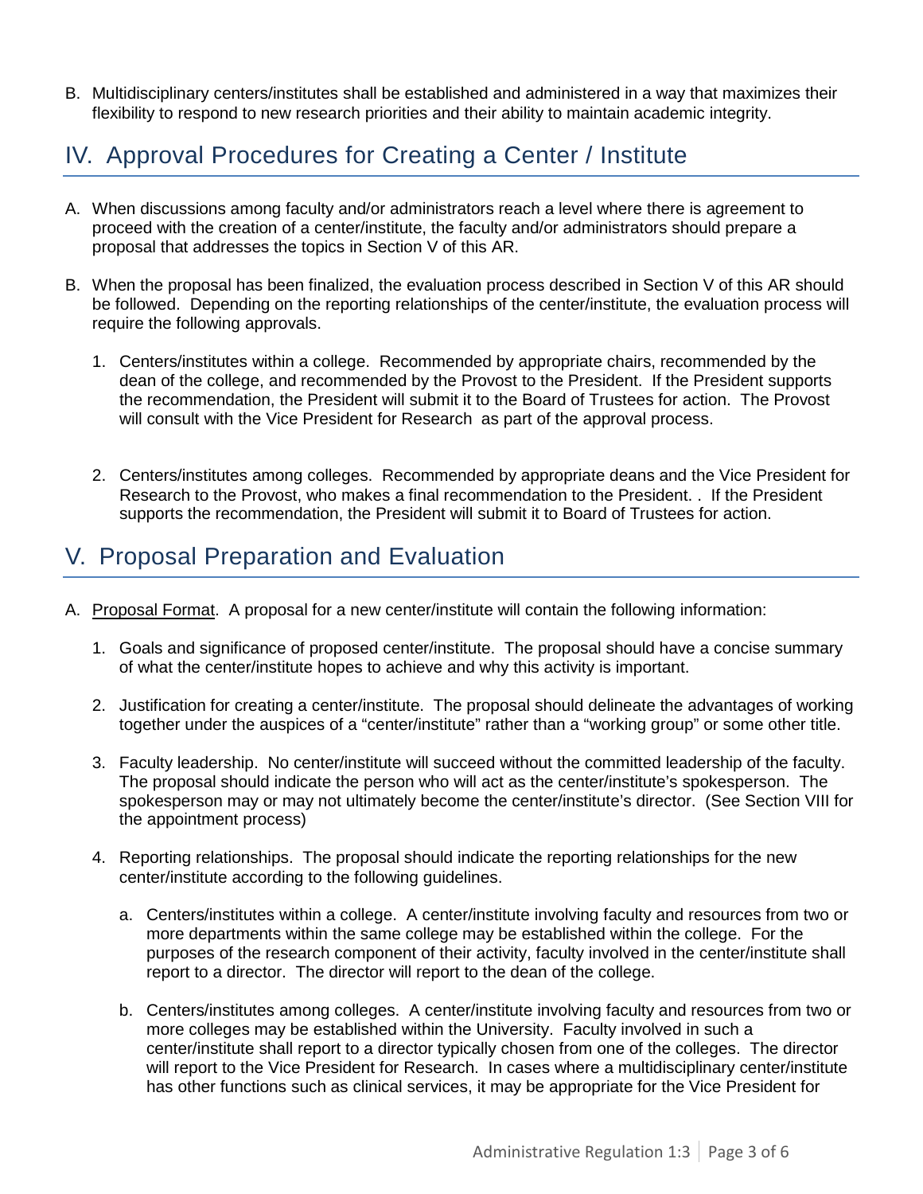B. Multidisciplinary centers/institutes shall be established and administered in a way that maximizes their flexibility to respond to new research priorities and their ability to maintain academic integrity.

## IV. Approval Procedures for Creating a Center / Institute

A. When discussions among faculty and/or administrators reach a level where there is agreement to proceed with the creation of a center/institute, the faculty and/or administrators should prepare a proposal that addresses the topics in Section V of this AR.

B. When the proposal has been finalized, the evaluation process described in Section V of this AR should be followed. Depending on the reporting relationships of the center/institute, the evaluation process will require the following approvals.

   1. Centers/institutes within a college. Recommended by appropriate chairs, recommended by the dean of the college, and recommended by the Provost to the President. If the President supports the recommendation, the President will submit it to the Board of Trustees for action. The Provost will consult with the Vice President for Research as part of the approval process.

   2. Centers/institutes among colleges. Recommended by appropriate deans and the Vice President for Research to the Provost, who makes a final recommendation to the President. . If the President supports the recommendation, the President will submit it to Board of Trustees for action.

## V. Proposal Preparation and Evaluation

A. Proposal Format. A proposal for a new center/institute will contain the following information:

   1. Goals and significance of proposed center/institute. The proposal should have a concise summary of what the center/institute hopes to achieve and why this activity is important.

   2. Justification for creating a center/institute. The proposal should delineate the advantages of working together under the auspices of a "center/institute" rather than a "working group" or some other title.

   3. Faculty leadership. No center/institute will succeed without the committed leadership of the faculty. The proposal should indicate the person who will act as the center/institute's spokesperson. The spokesperson may or may not ultimately become the center/institute's director. (See Section VIII for the appointment process)

   4. Reporting relationships. The proposal should indicate the reporting relationships for the new center/institute according to the following guidelines.

      a. Centers/institutes within a college. A center/institute involving faculty and resources from two or more departments within the same college may be established within the college. For the purposes of the research component of their activity, faculty involved in the center/institute shall report to a director. The director will report to the dean of the college.

      b. Centers/institutes among colleges. A center/institute involving faculty and resources from two or more colleges may be established within the University. Faculty involved in such a center/institute shall report to a director typically chosen from one of the colleges. The director will report to the Vice President for Research. In cases where a multidisciplinary center/institute has other functions such as clinical services, it may be appropriate for the Vice President for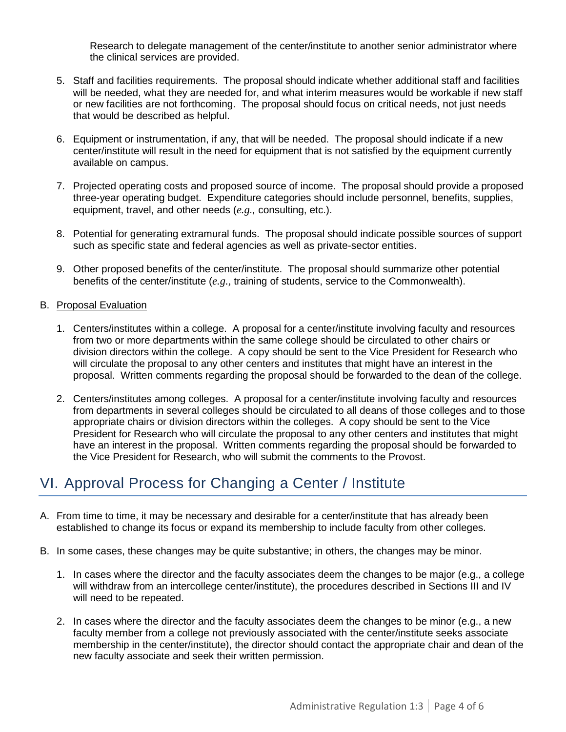Research to delegate management of the center/institute to another senior administrator where the clinical services are provided.

5. Staff and facilities requirements. The proposal should indicate whether additional staff and facilities will be needed, what they are needed for, and what interim measures would be workable if new staff or new facilities are not forthcoming. The proposal should focus on critical needs, not just needs that would be described as helpful.

6. Equipment or instrumentation, if any, that will be needed. The proposal should indicate if a new center/institute will result in the need for equipment that is not satisfied by the equipment currently available on campus.

7. Projected operating costs and proposed source of income. The proposal should provide a proposed three-year operating budget. Expenditure categories should include personnel, benefits, supplies, equipment, travel, and other needs (*e.g.,* consulting, etc.).

8. Potential for generating extramural funds. The proposal should indicate possible sources of support such as specific state and federal agencies as well as private-sector entities.

9. Other proposed benefits of the center/institute. The proposal should summarize other potential benefits of the center/institute (*e.g*., training of students, service to the Commonwealth).

B. Proposal Evaluation

1. Centers/institutes within a college. A proposal for a center/institute involving faculty and resources from two or more departments within the same college should be circulated to other chairs or division directors within the college. A copy should be sent to the Vice President for Research who will circulate the proposal to any other centers and institutes that might have an interest in the proposal. Written comments regarding the proposal should be forwarded to the dean of the college.

2. Centers/institutes among colleges. A proposal for a center/institute involving faculty and resources from departments in several colleges should be circulated to all deans of those colleges and to those appropriate chairs or division directors within the colleges. A copy should be sent to the Vice President for Research who will circulate the proposal to any other centers and institutes that might have an interest in the proposal. Written comments regarding the proposal should be forwarded to the Vice President for Research, who will submit the comments to the Provost.

## VI. Approval Process for Changing a Center / Institute

A. From time to time, it may be necessary and desirable for a center/institute that has already been established to change its focus or expand its membership to include faculty from other colleges.

B. In some cases, these changes may be quite substantive; in others, the changes may be minor.

1. In cases where the director and the faculty associates deem the changes to be major (e.g., a college will withdraw from an intercollege center/institute), the procedures described in Sections III and IV will need to be repeated.

2. In cases where the director and the faculty associates deem the changes to be minor (e.g., a new faculty member from a college not previously associated with the center/institute seeks associate membership in the center/institute), the director should contact the appropriate chair and dean of the new faculty associate and seek their written permission.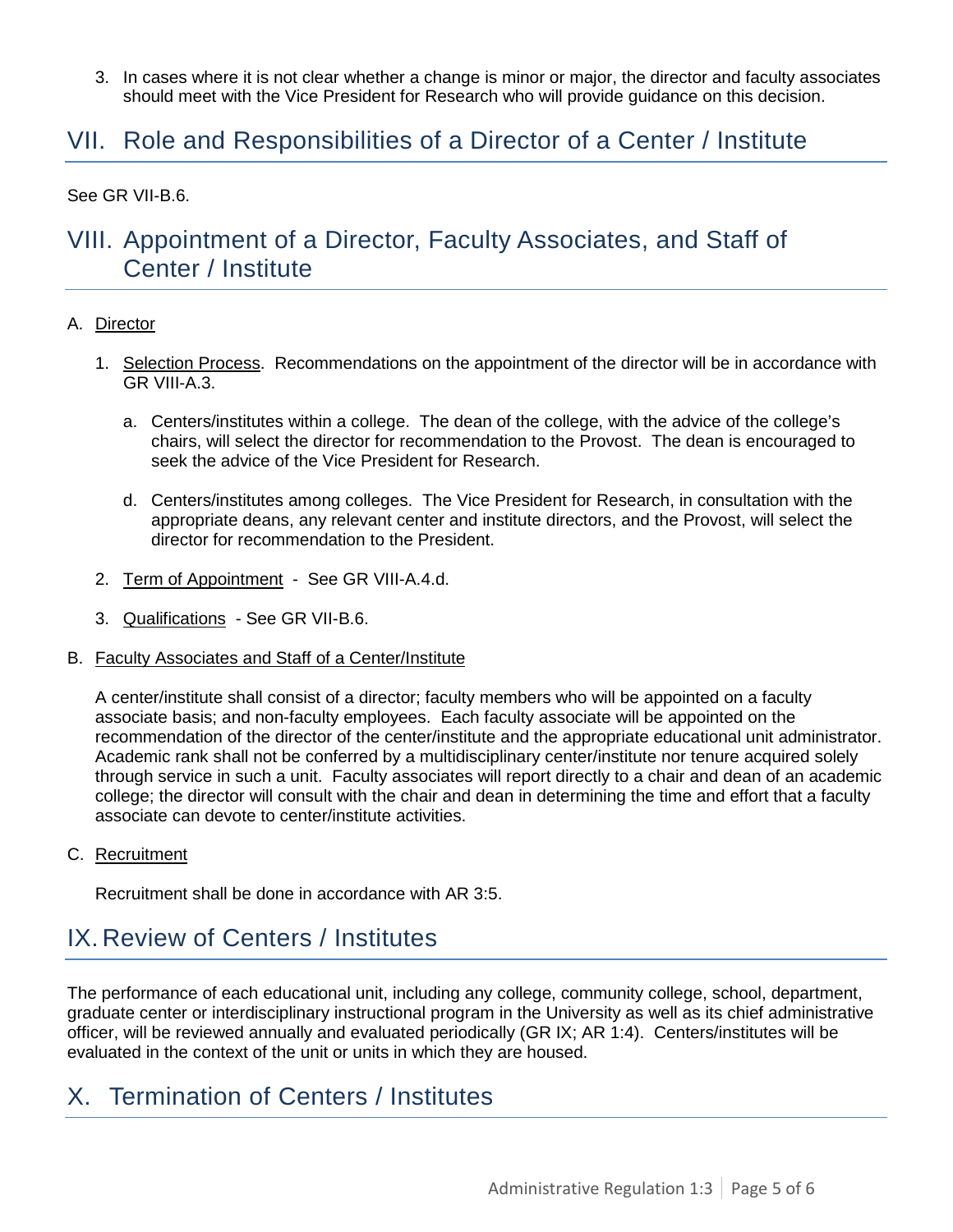3. In cases where it is not clear whether a change is minor or major, the director and faculty associates should meet with the Vice President for Research who will provide guidance on this decision.

## VII. Role and Responsibilities of a Director of a Center / Institute

See GR VII-B.6.

## VIII. Appointment of a Director, Faculty Associates, and Staff of Center / Institute

A. Director

1. Selection Process. Recommendations on the appointment of the director will be in accordance with GR VIII-A.3.

   a. Centers/institutes within a college. The dean of the college, with the advice of the college's chairs, will select the director for recommendation to the Provost. The dean is encouraged to seek the advice of the Vice President for Research.

   d. Centers/institutes among colleges. The Vice President for Research, in consultation with the appropriate deans, any relevant center and institute directors, and the Provost, will select the director for recommendation to the President.

2. Term of Appointment - See GR VIII-A.4.d.

3. Qualifications - See GR VII-B.6.

B. Faculty Associates and Staff of a Center/Institute

A center/institute shall consist of a director; faculty members who will be appointed on a faculty associate basis; and non-faculty employees. Each faculty associate will be appointed on the recommendation of the director of the center/institute and the appropriate educational unit administrator. Academic rank shall not be conferred by a multidisciplinary center/institute nor tenure acquired solely through service in such a unit. Faculty associates will report directly to a chair and dean of an academic college; the director will consult with the chair and dean in determining the time and effort that a faculty associate can devote to center/institute activities.

C. Recruitment

Recruitment shall be done in accordance with AR 3:5.

## IX. Review of Centers / Institutes

The performance of each educational unit, including any college, community college, school, department, graduate center or interdisciplinary instructional program in the University as well as its chief administrative officer, will be reviewed annually and evaluated periodically (GR IX; AR 1:4). Centers/institutes will be evaluated in the context of the unit or units in which they are housed.

## X. Termination of Centers / Institutes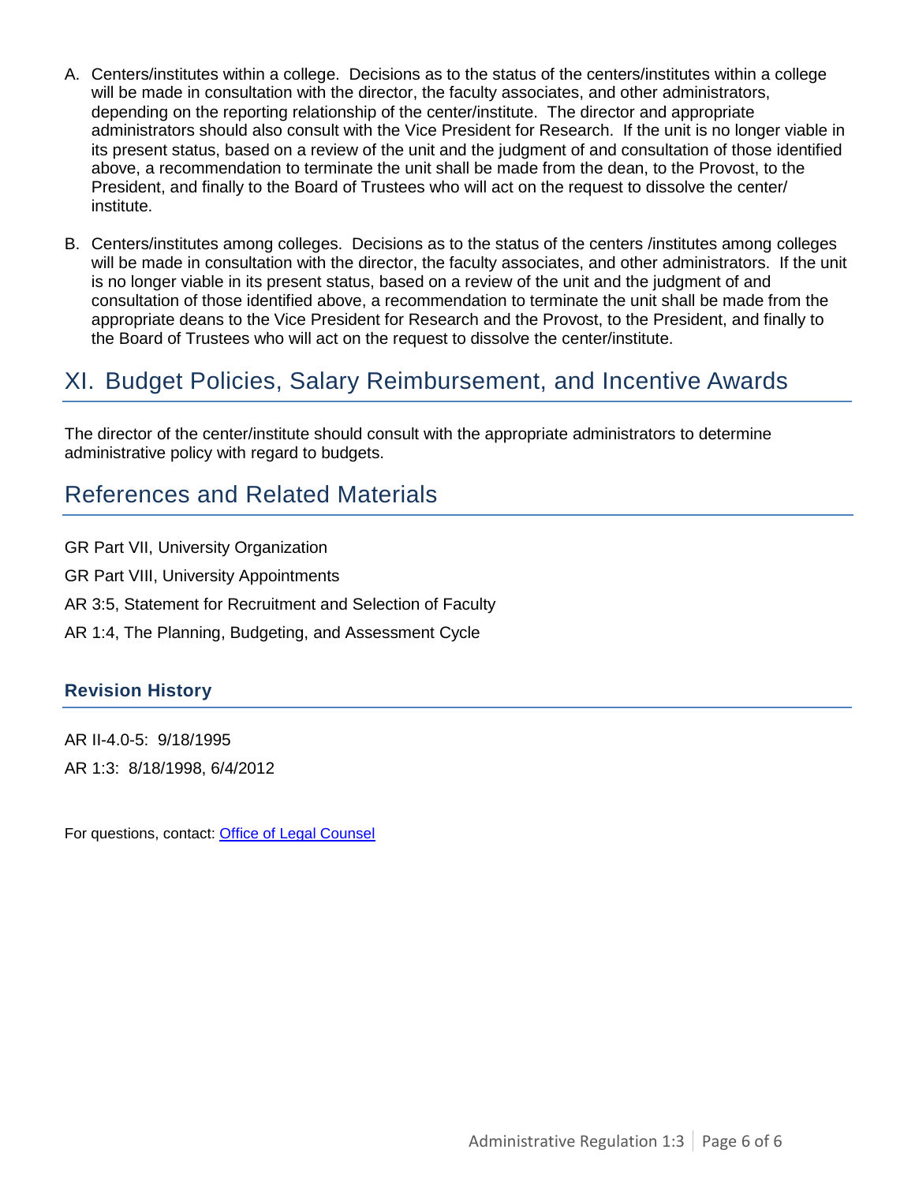A. Centers/institutes within a college. Decisions as to the status of the centers/institutes within a college will be made in consultation with the director, the faculty associates, and other administrators, depending on the reporting relationship of the center/institute. The director and appropriate administrators should also consult with the Vice President for Research. If the unit is no longer viable in its present status, based on a review of the unit and the judgment of and consultation of those identified above, a recommendation to terminate the unit shall be made from the dean, to the Provost, to the President, and finally to the Board of Trustees who will act on the request to dissolve the center/ institute.

B. Centers/institutes among colleges. Decisions as to the status of the centers /institutes among colleges will be made in consultation with the director, the faculty associates, and other administrators. If the unit is no longer viable in its present status, based on a review of the unit and the judgment of and consultation of those identified above, a recommendation to terminate the unit shall be made from the appropriate deans to the Vice President for Research and the Provost, to the President, and finally to the Board of Trustees who will act on the request to dissolve the center/institute.

## XI. Budget Policies, Salary Reimbursement, and Incentive Awards

The director of the center/institute should consult with the appropriate administrators to determine administrative policy with regard to budgets.

## References and Related Materials

GR Part VII, University Organization

GR Part VIII, University Appointments

AR 3:5, Statement for Recruitment and Selection of Faculty

AR 1:4, The Planning, Budgeting, and Assessment Cycle

### Revision History

AR II-4.0-5: 9/18/1995

AR 1:3: 8/18/1998, 6/4/2012

For questions, contact: [Office of Legal Counsel]